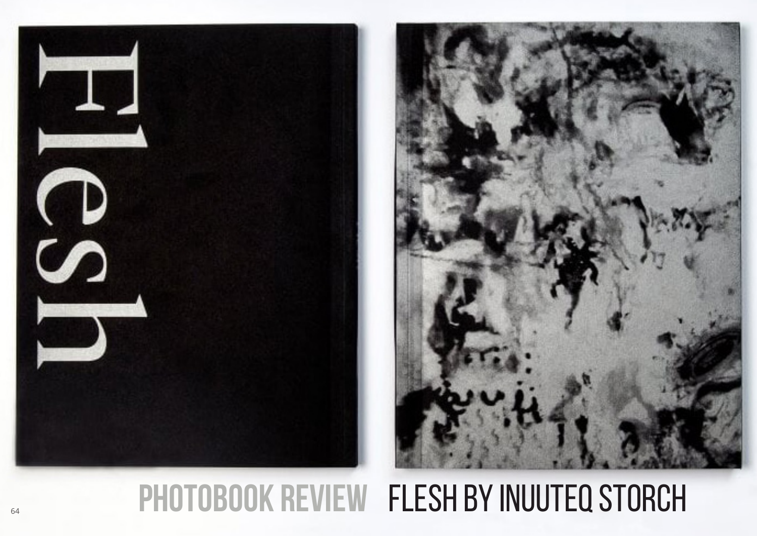# PHOTOBOOK REVIEW FLESH BY INUUTEQ STORCH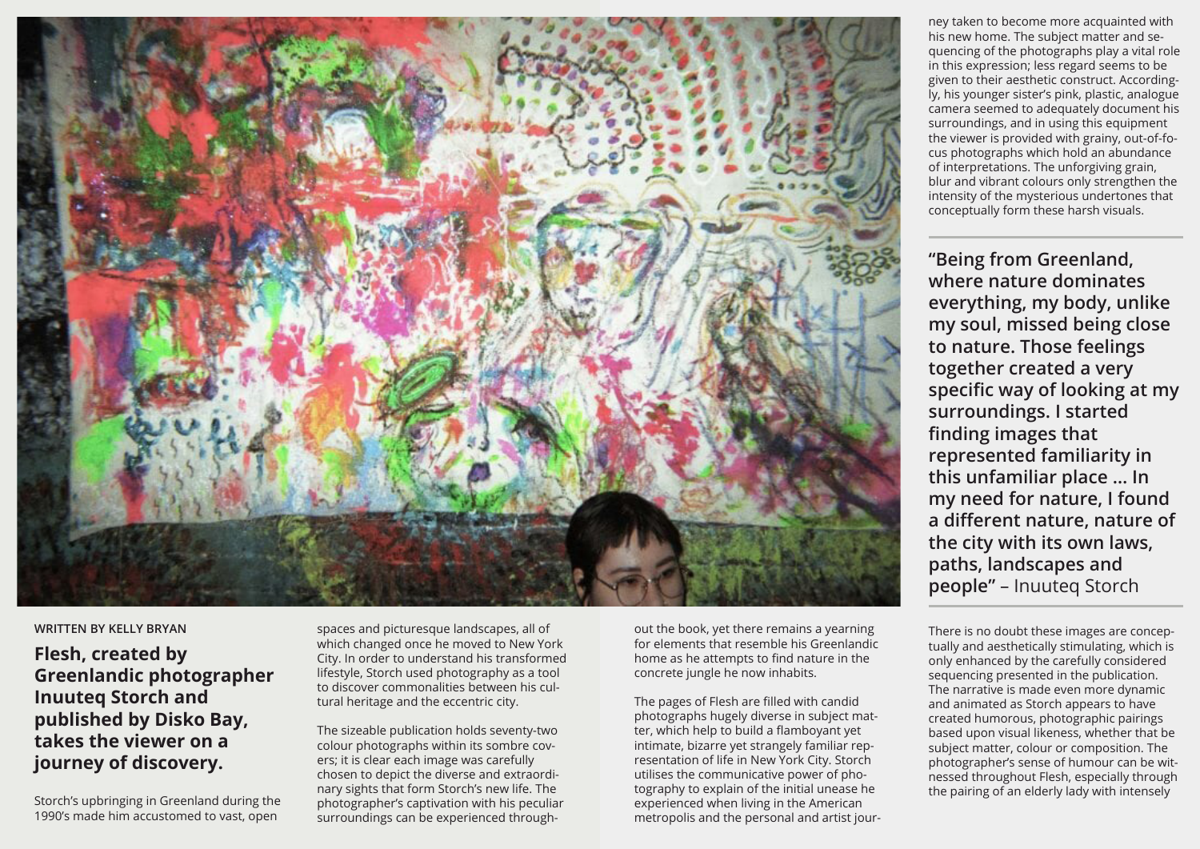WRITTEN BY KELLY BRYAN

## Flesh, created by Greenlandic photographer Inuuteq Storch and published by Disko Bay, takes the viewer on a journey of discovery.

Storch's upbringing in Greenland during the 1990's made him accustomed to vast, open spaces and picturesque landscapes, all of which changed once he moved to New York City. In order to understand his transformed lifestyle, Storch used photography as a tool to discover commonalities between his cultural heritage and the eccentric city.

The sizeable publication holds seventy-two colour photographs within its sombre covers; it is clear each image was carefully chosen to depict the diverse and extraordinary sights that form Storch's new life. The photographer's captivation with his peculiar surroundings can be experienced throughout the book, yet there remains a yearning for elements that resemble his Greenlandic home as he attempts to find nature in the concrete jungle he now inhabits.

The pages of Flesh are filled with candid photographs hugely diverse in subject matter, which help to build a flamboyant yet intimate, bizarre yet strangely familiar representation of life in New York City. Storch utilises the communicative power of photography to explain of the initial unease he experienced when living in the American metropolis and the personal and artist journey taken to become more acquainted with his new home. The subject matter and sequencing of the photographs play a vital role in this expression; less regard seems to be given to their aesthetic construct. Accordingly, his younger sister's pink, plastic, analogue camera seemed to adequately document his surroundings, and in using this equipment the viewer is provided with grainy, out-of-focus photographs which hold an abundance of interpretations. The unforgiving grain, blur and vibrant colours only strengthen the intensity of the mysterious undertones that conceptually form these harsh visuals.

> **"Being from Greenland, where nature dominates everything, my body, unlike my soul, missed being close to nature. Those feelings together created a very specific way of looking at my surroundings. I started finding images that represented familiarity in this unfamiliar place ... In my need for nature, I found a different nature, nature of the city with its own laws, paths, landscapes and people"** – Inuuteq Storch

There is no doubt these images are conceptually and aesthetically stimulating, which is only enhanced by the carefully considered sequencing presented in the publication. The narrative is made even more dynamic and animated as Storch appears to have created humorous, photographic pairings based upon visual likeness, whether that be subject matter, colour or composition. The photographer's sense of humour can be witnessed throughout Flesh, especially through the pairing of an elderly lady with intensely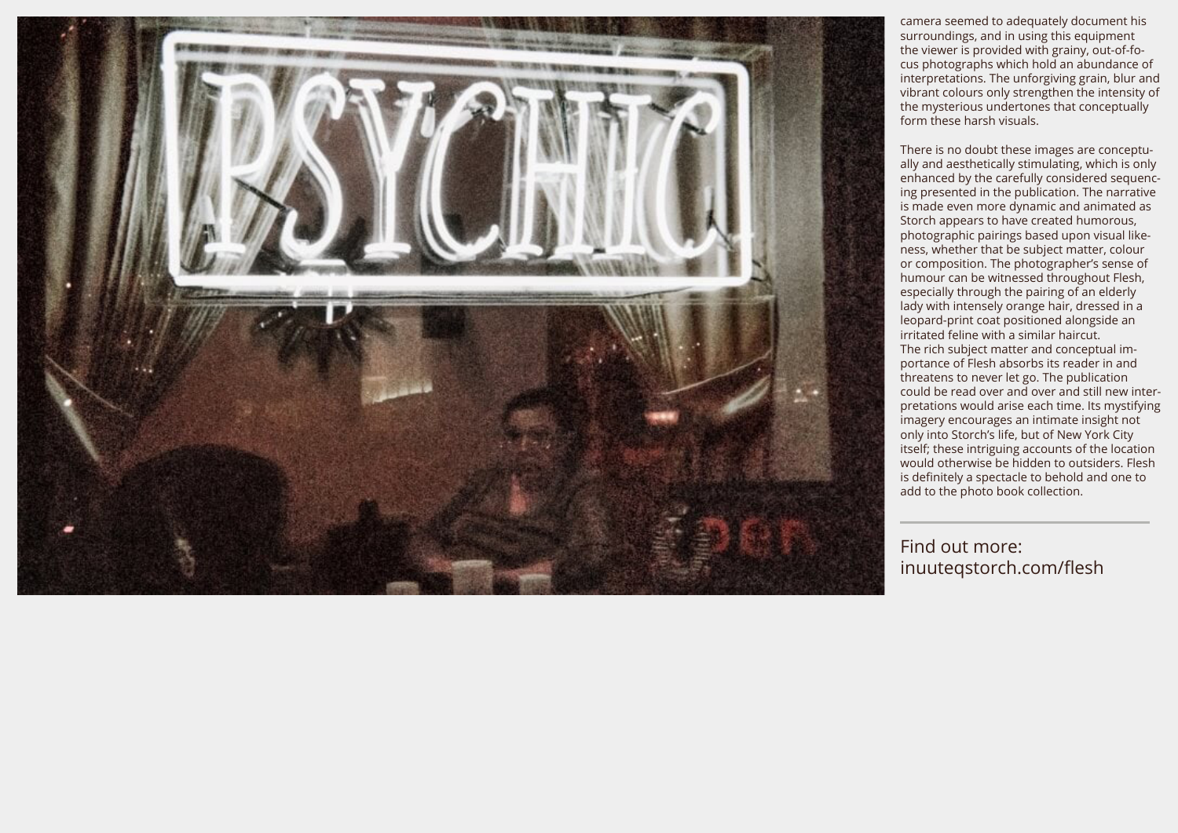camera seemed to adequately document his surroundings, and in using this equipment the viewer is provided with grainy, out-of-focus photographs which hold an abundance of interpretations. The unforgiving grain, blur and vibrant colours only strengthen the intensity of the mysterious undertones that conceptually form these harsh visuals.

There is no doubt these images are conceptually and aesthetically stimulating, which is only enhanced by the carefully considered sequencing presented in the publication. The narrative is made even more dynamic and animated as Storch appears to have created humorous, photographic pairings based upon visual likeness, whether that be subject matter, colour or composition. The photographer's sense of humour can be witnessed throughout Flesh, especially through the pairing of an elderly lady with intensely orange hair, dressed in a leopard-print coat positioned alongside an irritated feline with a similar haircut.
The rich subject matter and conceptual importance of Flesh absorbs its reader in and threatens to never let go. The publication could be read over and over and still new interpretations would arise each time. Its mystifying imagery encourages an intimate insight not only into Storch's life, but of New York City itself; these intriguing accounts of the location would otherwise be hidden to outsiders. Flesh is definitely a spectacle to behold and one to add to the photo book collection.

---

Find out more:
inuuteqstorch.com/flesh